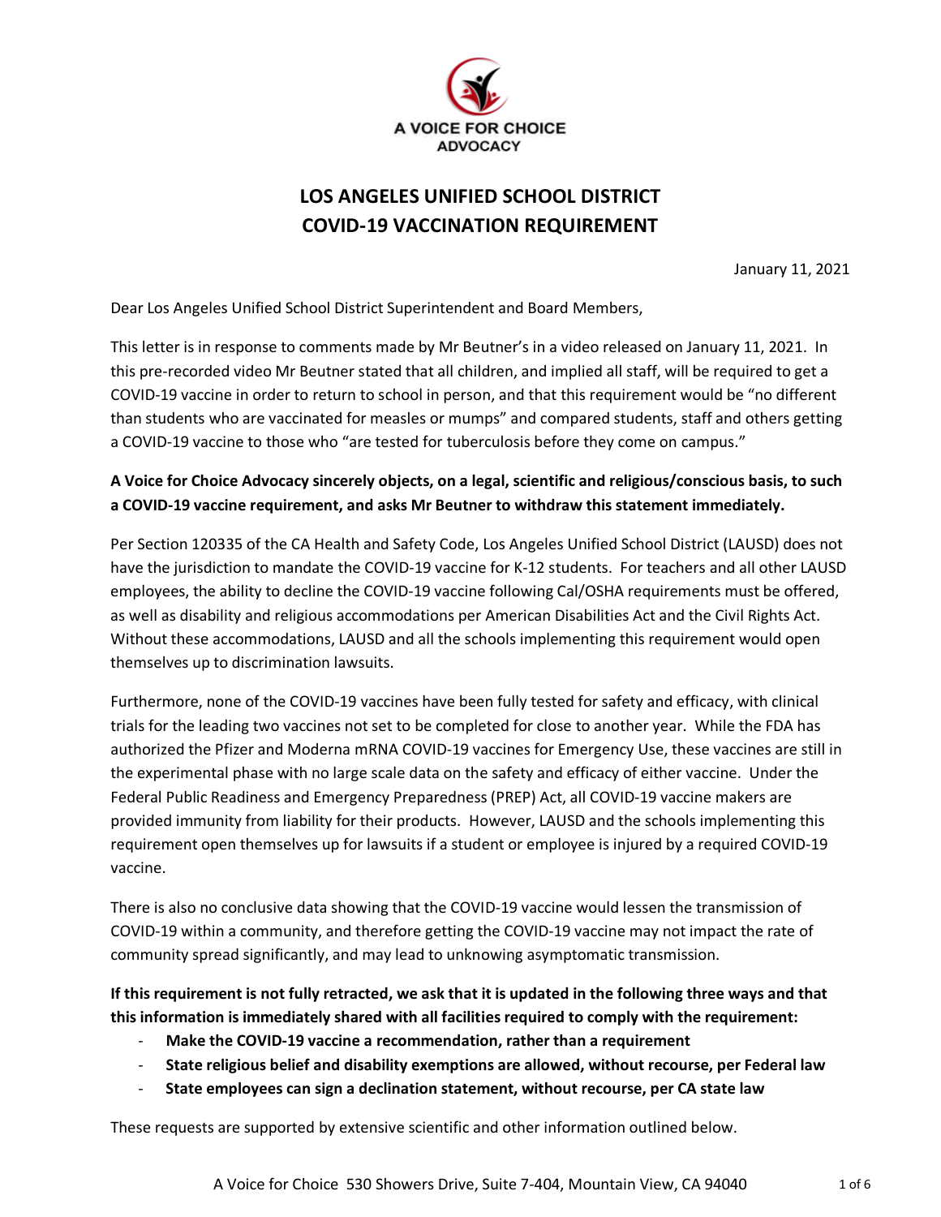A VOICE FOR CHOICE
ADVOCACY

# LOS ANGELES UNIFIED SCHOOL DISTRICT
# COVID-19 VACCINATION REQUIREMENT

January 11, 2021

Dear Los Angeles Unified School District Superintendent and Board Members,

This letter is in response to comments made by Mr Beutner's in a video released on January 11, 2021. In this pre-recorded video Mr Beutner stated that all children, and implied all staff, will be required to get a COVID-19 vaccine in order to return to school in person, and that this requirement would be "no different than students who are vaccinated for measles or mumps" and compared students, staff and others getting a COVID-19 vaccine to those who "are tested for tuberculosis before they come on campus."

**A Voice for Choice Advocacy sincerely objects, on a legal, scientific and religious/conscious basis, to such a COVID-19 vaccine requirement, and asks Mr Beutner to withdraw this statement immediately.**

Per Section 120335 of the CA Health and Safety Code, Los Angeles Unified School District (LAUSD) does not have the jurisdiction to mandate the COVID-19 vaccine for K-12 students. For teachers and all other LAUSD employees, the ability to decline the COVID-19 vaccine following Cal/OSHA requirements must be offered, as well as disability and religious accommodations per American Disabilities Act and the Civil Rights Act. Without these accommodations, LAUSD and all the schools implementing this requirement would open themselves up to discrimination lawsuits.

Furthermore, none of the COVID-19 vaccines have been fully tested for safety and efficacy, with clinical trials for the leading two vaccines not set to be completed for close to another year. While the FDA has authorized the Pfizer and Moderna mRNA COVID-19 vaccines for Emergency Use, these vaccines are still in the experimental phase with no large scale data on the safety and efficacy of either vaccine. Under the Federal Public Readiness and Emergency Preparedness (PREP) Act, all COVID-19 vaccine makers are provided immunity from liability for their products. However, LAUSD and the schools implementing this requirement open themselves up for lawsuits if a student or employee is injured by a required COVID-19 vaccine.

There is also no conclusive data showing that the COVID-19 vaccine would lessen the transmission of COVID-19 within a community, and therefore getting the COVID-19 vaccine may not impact the rate of community spread significantly, and may lead to unknowing asymptomatic transmission.

**If this requirement is not fully retracted, we ask that it is updated in the following three ways and that this information is immediately shared with all facilities required to comply with the requirement:**

- **Make the COVID-19 vaccine a recommendation, rather than a requirement**
- **State religious belief and disability exemptions are allowed, without recourse, per Federal law**
- **State employees can sign a declination statement, without recourse, per CA state law**

These requests are supported by extensive scientific and other information outlined below.

A Voice for Choice 530 Showers Drive, Suite 7-404, Mountain View, CA 94040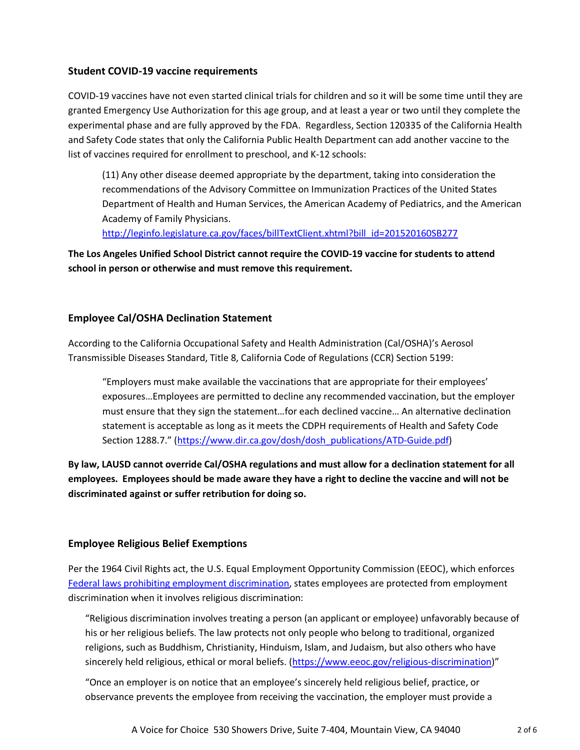### Student COVID-19 vaccine requirements

COVID-19 vaccines have not even started clinical trials for children and so it will be some time until they are granted Emergency Use Authorization for this age group, and at least a year or two until they complete the experimental phase and are fully approved by the FDA. Regardless, Section 120335 of the California Health and Safety Code states that only the California Public Health Department can add another vaccine to the list of vaccines required for enrollment to preschool, and K-12 schools:

> (11) Any other disease deemed appropriate by the department, taking into consideration the recommendations of the Advisory Committee on Immunization Practices of the United States Department of Health and Human Services, the American Academy of Pediatrics, and the American Academy of Family Physicians.
> http://leginfo.legislature.ca.gov/faces/billTextClient.xhtml?bill_id=201520160SB277

**The Los Angeles Unified School District cannot require the COVID-19 vaccine for students to attend school in person or otherwise and must remove this requirement.**

### Employee Cal/OSHA Declination Statement

According to the California Occupational Safety and Health Administration (Cal/OSHA)'s Aerosol Transmissible Diseases Standard, Title 8, California Code of Regulations (CCR) Section 5199:

> "Employers must make available the vaccinations that are appropriate for their employees' exposures…Employees are permitted to decline any recommended vaccination, but the employer must ensure that they sign the statement…for each declined vaccine… An alternative declination statement is acceptable as long as it meets the CDPH requirements of Health and Safety Code Section 1288.7." (https://www.dir.ca.gov/dosh/dosh_publications/ATD-Guide.pdf)

**By law, LAUSD cannot override Cal/OSHA regulations and must allow for a declination statement for all employees. Employees should be made aware they have a right to decline the vaccine and will not be discriminated against or suffer retribution for doing so.**

### Employee Religious Belief Exemptions

Per the 1964 Civil Rights act, the U.S. Equal Employment Opportunity Commission (EEOC), which enforces Federal laws prohibiting employment discrimination, states employees are protected from employment discrimination when it involves religious discrimination:

> "Religious discrimination involves treating a person (an applicant or employee) unfavorably because of his or her religious beliefs. The law protects not only people who belong to traditional, organized religions, such as Buddhism, Christianity, Hinduism, Islam, and Judaism, but also others who have sincerely held religious, ethical or moral beliefs. (https://www.eeoc.gov/religious-discrimination)"
>
> "Once an employer is on notice that an employee's sincerely held religious belief, practice, or observance prevents the employee from receiving the vaccination, the employer must provide a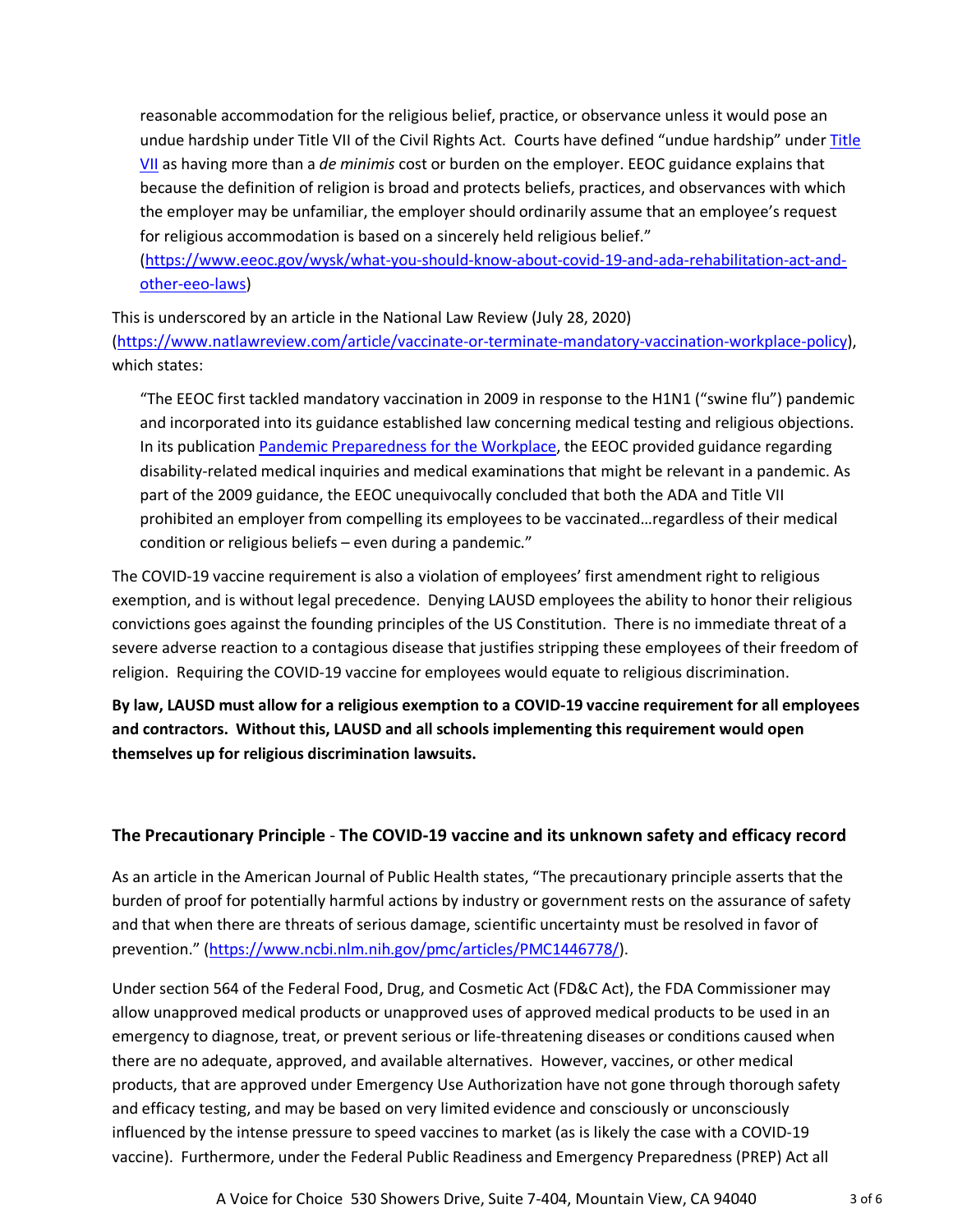> reasonable accommodation for the religious belief, practice, or observance unless it would pose an undue hardship under Title VII of the Civil Rights Act. Courts have defined "undue hardship" under [Title VII](Title VII) as having more than a *de minimis* cost or burden on the employer. EEOC guidance explains that because the definition of religion is broad and protects beliefs, practices, and observances with which the employer may be unfamiliar, the employer should ordinarily assume that an employee's request for religious accommodation is based on a sincerely held religious belief." (https://www.eeoc.gov/wysk/what-you-should-know-about-covid-19-and-ada-rehabilitation-act-and-other-eeo-laws)

This is underscored by an article in the National Law Review (July 28, 2020) (https://www.natlawreview.com/article/vaccinate-or-terminate-mandatory-vaccination-workplace-policy), which states:

> "The EEOC first tackled mandatory vaccination in 2009 in response to the H1N1 ("swine flu") pandemic and incorporated into its guidance established law concerning medical testing and religious objections. In its publication Pandemic Preparedness for the Workplace, the EEOC provided guidance regarding disability-related medical inquiries and medical examinations that might be relevant in a pandemic. As part of the 2009 guidance, the EEOC unequivocally concluded that both the ADA and Title VII prohibited an employer from compelling its employees to be vaccinated…regardless of their medical condition or religious beliefs – even during a pandemic."

The COVID-19 vaccine requirement is also a violation of employees' first amendment right to religious exemption, and is without legal precedence. Denying LAUSD employees the ability to honor their religious convictions goes against the founding principles of the US Constitution. There is no immediate threat of a severe adverse reaction to a contagious disease that justifies stripping these employees of their freedom of religion. Requiring the COVID-19 vaccine for employees would equate to religious discrimination.

**By law, LAUSD must allow for a religious exemption to a COVID-19 vaccine requirement for all employees and contractors. Without this, LAUSD and all schools implementing this requirement would open themselves up for religious discrimination lawsuits.**

## The Precautionary Principle - The COVID-19 vaccine and its unknown safety and efficacy record

As an article in the American Journal of Public Health states, "The precautionary principle asserts that the burden of proof for potentially harmful actions by industry or government rests on the assurance of safety and that when there are threats of serious damage, scientific uncertainty must be resolved in favor of prevention." (https://www.ncbi.nlm.nih.gov/pmc/articles/PMC1446778/).

Under section 564 of the Federal Food, Drug, and Cosmetic Act (FD&C Act), the FDA Commissioner may allow unapproved medical products or unapproved uses of approved medical products to be used in an emergency to diagnose, treat, or prevent serious or life-threatening diseases or conditions caused when there are no adequate, approved, and available alternatives. However, vaccines, or other medical products, that are approved under Emergency Use Authorization have not gone through thorough safety and efficacy testing, and may be based on very limited evidence and consciously or unconsciously influenced by the intense pressure to speed vaccines to market (as is likely the case with a COVID-19 vaccine). Furthermore, under the Federal Public Readiness and Emergency Preparedness (PREP) Act all

A Voice for Choice 530 Showers Drive, Suite 7-404, Mountain View, CA 94040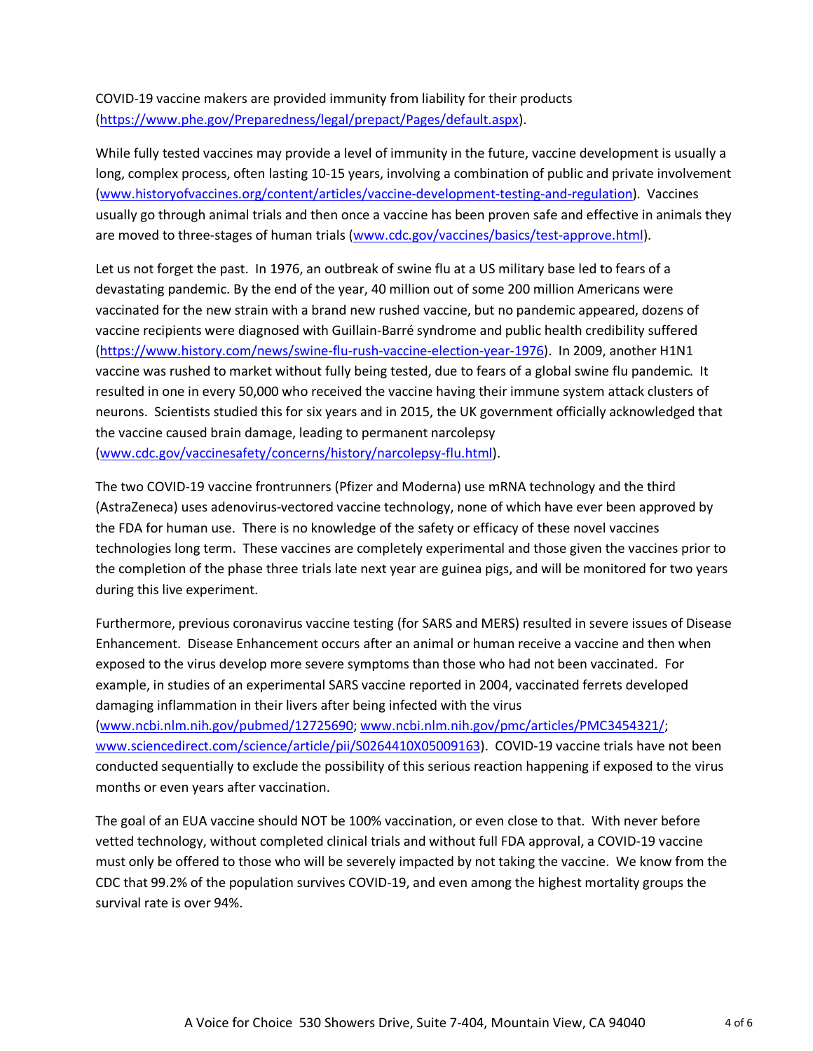COVID-19 vaccine makers are provided immunity from liability for their products (https://www.phe.gov/Preparedness/legal/prepact/Pages/default.aspx).

While fully tested vaccines may provide a level of immunity in the future, vaccine development is usually a long, complex process, often lasting 10-15 years, involving a combination of public and private involvement (www.historyofvaccines.org/content/articles/vaccine-development-testing-and-regulation). Vaccines usually go through animal trials and then once a vaccine has been proven safe and effective in animals they are moved to three-stages of human trials (www.cdc.gov/vaccines/basics/test-approve.html).

Let us not forget the past. In 1976, an outbreak of swine flu at a US military base led to fears of a devastating pandemic. By the end of the year, 40 million out of some 200 million Americans were vaccinated for the new strain with a brand new rushed vaccine, but no pandemic appeared, dozens of vaccine recipients were diagnosed with Guillain-Barré syndrome and public health credibility suffered (https://www.history.com/news/swine-flu-rush-vaccine-election-year-1976). In 2009, another H1N1 vaccine was rushed to market without fully being tested, due to fears of a global swine flu pandemic. It resulted in one in every 50,000 who received the vaccine having their immune system attack clusters of neurons. Scientists studied this for six years and in 2015, the UK government officially acknowledged that the vaccine caused brain damage, leading to permanent narcolepsy (www.cdc.gov/vaccinesafety/concerns/history/narcolepsy-flu.html).

The two COVID-19 vaccine frontrunners (Pfizer and Moderna) use mRNA technology and the third (AstraZeneca) uses adenovirus-vectored vaccine technology, none of which have ever been approved by the FDA for human use. There is no knowledge of the safety or efficacy of these novel vaccines technologies long term. These vaccines are completely experimental and those given the vaccines prior to the completion of the phase three trials late next year are guinea pigs, and will be monitored for two years during this live experiment.

Furthermore, previous coronavirus vaccine testing (for SARS and MERS) resulted in severe issues of Disease Enhancement. Disease Enhancement occurs after an animal or human receive a vaccine and then when exposed to the virus develop more severe symptoms than those who had not been vaccinated. For example, in studies of an experimental SARS vaccine reported in 2004, vaccinated ferrets developed damaging inflammation in their livers after being infected with the virus (www.ncbi.nlm.nih.gov/pubmed/12725690; www.ncbi.nlm.nih.gov/pmc/articles/PMC3454321/; www.sciencedirect.com/science/article/pii/S0264410X05009163). COVID-19 vaccine trials have not been conducted sequentially to exclude the possibility of this serious reaction happening if exposed to the virus months or even years after vaccination.

The goal of an EUA vaccine should NOT be 100% vaccination, or even close to that. With never before vetted technology, without completed clinical trials and without full FDA approval, a COVID-19 vaccine must only be offered to those who will be severely impacted by not taking the vaccine. We know from the CDC that 99.2% of the population survives COVID-19, and even among the highest mortality groups the survival rate is over 94%.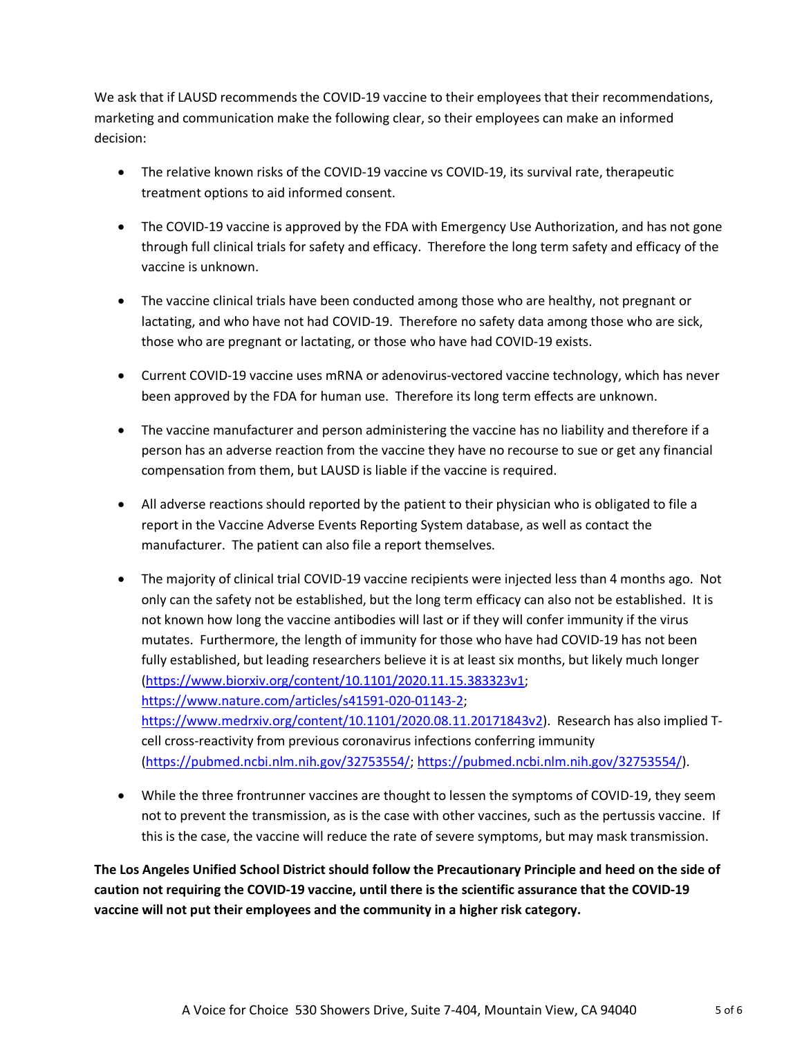We ask that if LAUSD recommends the COVID-19 vaccine to their employees that their recommendations, marketing and communication make the following clear, so their employees can make an informed decision:

- The relative known risks of the COVID-19 vaccine vs COVID-19, its survival rate, therapeutic treatment options to aid informed consent.
- The COVID-19 vaccine is approved by the FDA with Emergency Use Authorization, and has not gone through full clinical trials for safety and efficacy. Therefore the long term safety and efficacy of the vaccine is unknown.
- The vaccine clinical trials have been conducted among those who are healthy, not pregnant or lactating, and who have not had COVID-19. Therefore no safety data among those who are sick, those who are pregnant or lactating, or those who have had COVID-19 exists.
- Current COVID-19 vaccine uses mRNA or adenovirus-vectored vaccine technology, which has never been approved by the FDA for human use. Therefore its long term effects are unknown.
- The vaccine manufacturer and person administering the vaccine has no liability and therefore if a person has an adverse reaction from the vaccine they have no recourse to sue or get any financial compensation from them, but LAUSD is liable if the vaccine is required.
- All adverse reactions should reported by the patient to their physician who is obligated to file a report in the Vaccine Adverse Events Reporting System database, as well as contact the manufacturer. The patient can also file a report themselves.
- The majority of clinical trial COVID-19 vaccine recipients were injected less than 4 months ago. Not only can the safety not be established, but the long term efficacy can also not be established. It is not known how long the vaccine antibodies will last or if they will confer immunity if the virus mutates. Furthermore, the length of immunity for those who have had COVID-19 has not been fully established, but leading researchers believe it is at least six months, but likely much longer (https://www.biorxiv.org/content/10.1101/2020.11.15.383323v1; https://www.nature.com/articles/s41591-020-01143-2; https://www.medrxiv.org/content/10.1101/2020.08.11.20171843v2). Research has also implied T-cell cross-reactivity from previous coronavirus infections conferring immunity (https://pubmed.ncbi.nlm.nih.gov/32753554/; https://pubmed.ncbi.nlm.nih.gov/32753554/).
- While the three frontrunner vaccines are thought to lessen the symptoms of COVID-19, they seem not to prevent the transmission, as is the case with other vaccines, such as the pertussis vaccine. If this is the case, the vaccine will reduce the rate of severe symptoms, but may mask transmission.

**The Los Angeles Unified School District should follow the Precautionary Principle and heed on the side of caution not requiring the COVID-19 vaccine, until there is the scientific assurance that the COVID-19 vaccine will not put their employees and the community in a higher risk category.**

A Voice for Choice 530 Showers Drive, Suite 7-404, Mountain View, CA 94040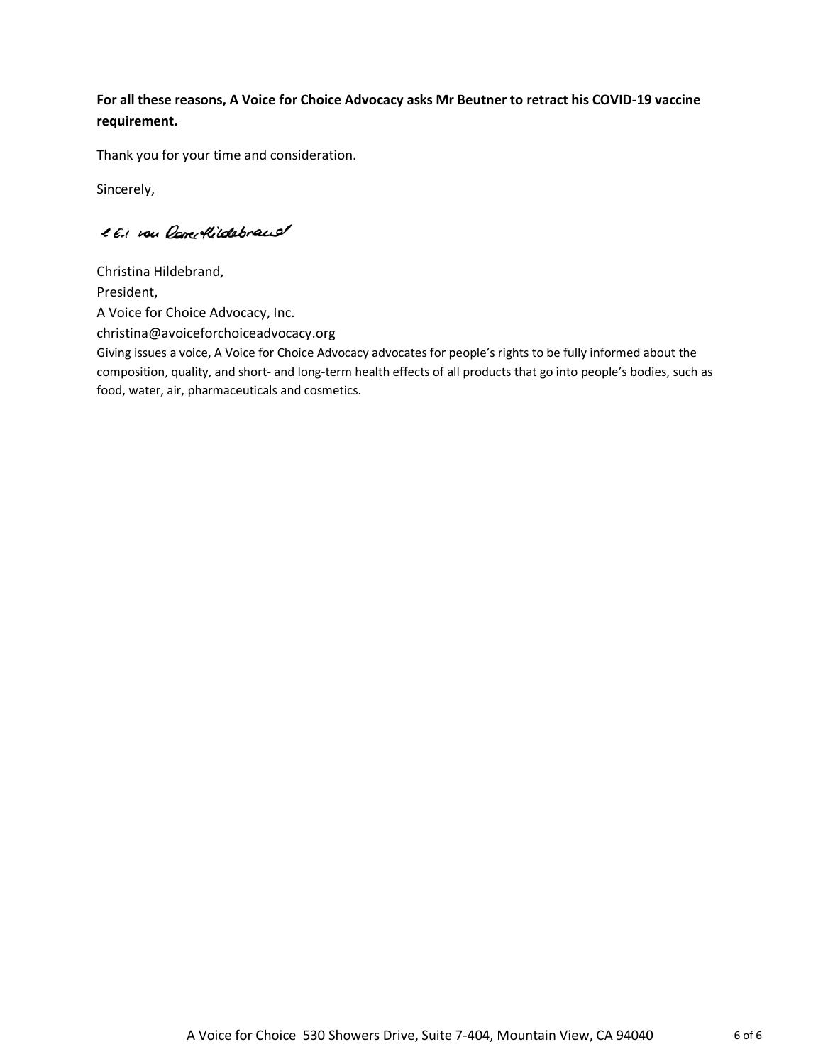**For all these reasons, A Voice for Choice Advocacy asks Mr Beutner to retract his COVID-19 vaccine requirement.**

Thank you for your time and consideration.

Sincerely,

Christina Hildebrand,
President,
A Voice for Choice Advocacy, Inc.
christina@avoiceforchoiceadvocacy.org

Giving issues a voice, A Voice for Choice Advocacy advocates for people's rights to be fully informed about the composition, quality, and short- and long-term health effects of all products that go into people's bodies, such as food, water, air, pharmaceuticals and cosmetics.